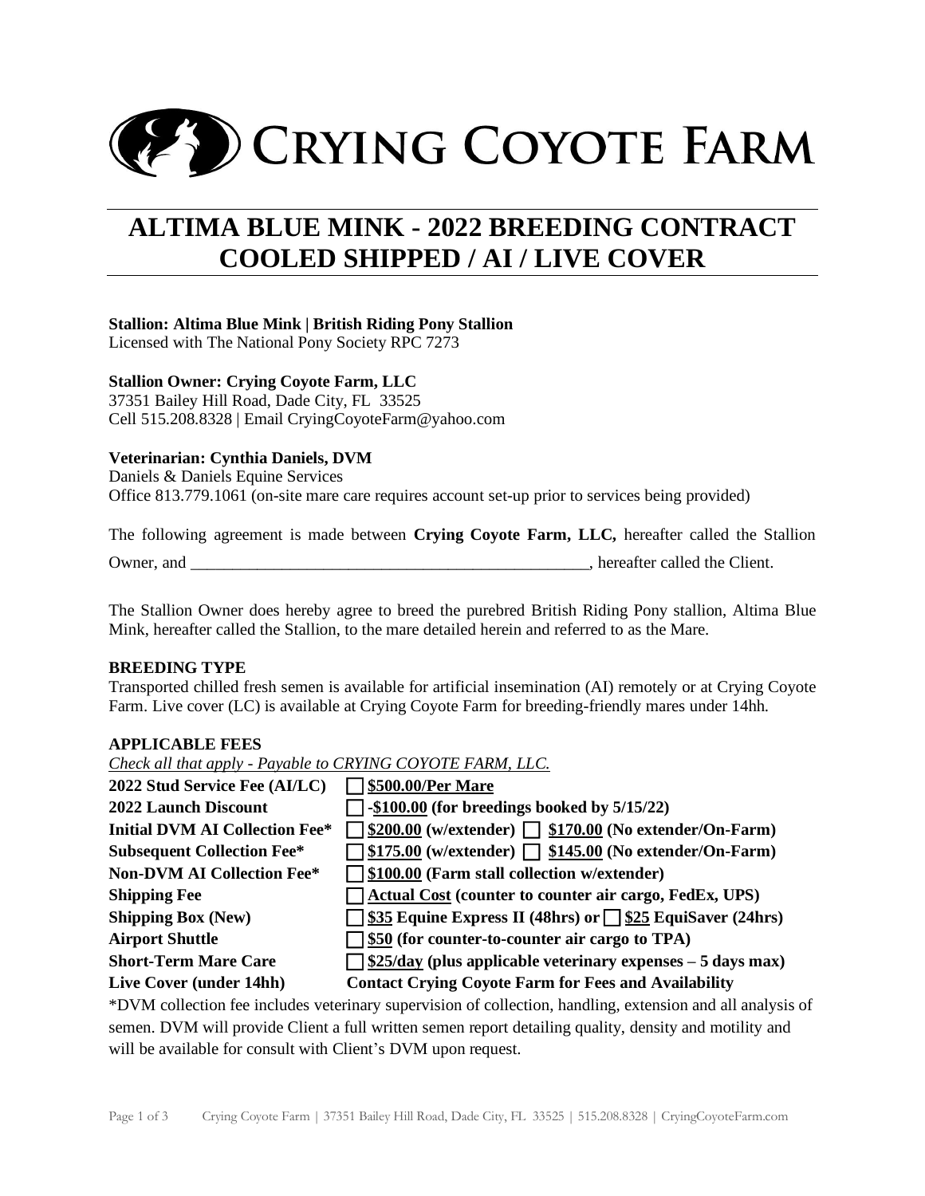# CRYING COYOTE FARM

## ALTIMA BLUE MINK - 2022 BREEDING CONTRACT COOLED SHIPPED / AI / LIVE COVER

**Stallion: Altima Blue Mink | British Riding Pony Stallion**
Licensed with The National Pony Society RPC 7273

**Stallion Owner: Crying Coyote Farm, LLC**
37351 Bailey Hill Road, Dade City, FL 33525
Cell 515.208.8328 | Email CryingCoyoteFarm@yahoo.com

**Veterinarian: Cynthia Daniels, DVM**
Daniels & Daniels Equine Services
Office 813.779.1061 (on-site mare care requires account set-up prior to services being provided)

The following agreement is made between **Crying Coyote Farm, LLC,** hereafter called the Stallion Owner, and __________________________________________________, hereafter called the Client.

The Stallion Owner does hereby agree to breed the purebred British Riding Pony stallion, Altima Blue Mink, hereafter called the Stallion, to the mare detailed herein and referred to as the Mare.

**BREEDING TYPE**
Transported chilled fresh semen is available for artificial insemination (AI) remotely or at Crying Coyote Farm. Live cover (LC) is available at Crying Coyote Farm for breeding-friendly mares under 14hh.

**APPLICABLE FEES**
*Check all that apply - Payable to CRYING COYOTE FARM, LLC.*

| | |
|---|---|
| **2022 Stud Service Fee (AI/LC)** | ☐ **<u>$500.00/Per Mare</u>** |
| **2022 Launch Discount** | ☐ **-<u>$100.00</u> (for breedings booked by 5/15/22)** |
| **Initial DVM AI Collection Fee*** | ☐ **<u>$200.00</u> (w/extender)** ☐ **<u>$170.00</u> (No extender/On-Farm)** |
| **Subsequent Collection Fee*** | ☐ **<u>$175.00</u> (w/extender)** ☐ **<u>$145.00</u> (No extender/On-Farm)** |
| **Non-DVM AI Collection Fee*** | ☐ **<u>$100.00</u> (Farm stall collection w/extender)** |
| **Shipping Fee** | ☐ **<u>Actual Cost</u> (counter to counter air cargo, FedEx, UPS)** |
| **Shipping Box (New)** | ☐ **<u>$35</u> Equine Express II (48hrs) or** ☐ **<u>$25</u> EquiSaver (24hrs)** |
| **Airport Shuttle** | ☐ **<u>$50</u> (for counter-to-counter air cargo to TPA)** |
| **Short-Term Mare Care** | ☐ **<u>$25/day</u> (plus applicable veterinary expenses – 5 days max)** |
| **Live Cover (under 14hh)** | **Contact Crying Coyote Farm for Fees and Availability** |

*DVM collection fee includes veterinary supervision of collection, handling, extension and all analysis of semen. DVM will provide Client a full written semen report detailing quality, density and motility and will be available for consult with Client's DVM upon request.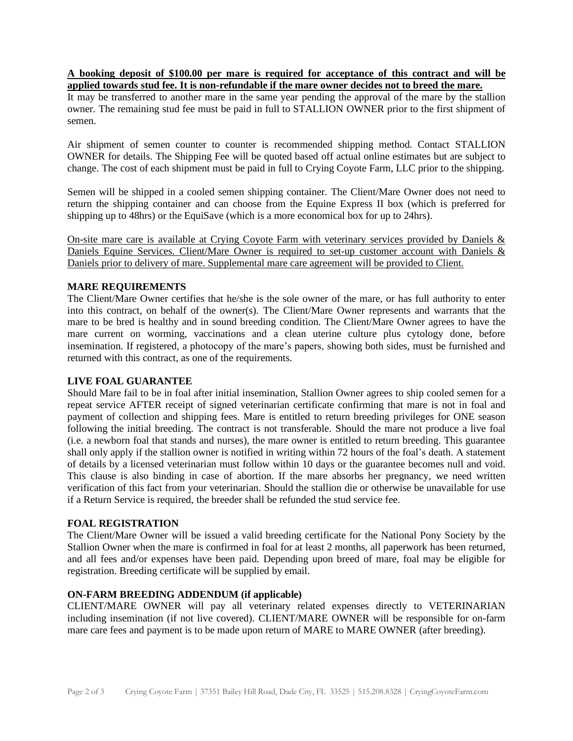**A booking deposit of $100.00 per mare is required for acceptance of this contract and will be applied towards stud fee. It is non-refundable if the mare owner decides not to breed the mare.**
It may be transferred to another mare in the same year pending the approval of the mare by the stallion owner. The remaining stud fee must be paid in full to STALLION OWNER prior to the first shipment of semen.

Air shipment of semen counter to counter is recommended shipping method. Contact STALLION OWNER for details. The Shipping Fee will be quoted based off actual online estimates but are subject to change. The cost of each shipment must be paid in full to Crying Coyote Farm, LLC prior to the shipping.

Semen will be shipped in a cooled semen shipping container. The Client/Mare Owner does not need to return the shipping container and can choose from the Equine Express II box (which is preferred for shipping up to 48hrs) or the EquiSave (which is a more economical box for up to 24hrs).

On-site mare care is available at Crying Coyote Farm with veterinary services provided by Daniels & Daniels Equine Services. Client/Mare Owner is required to set-up customer account with Daniels & Daniels prior to delivery of mare. Supplemental mare care agreement will be provided to Client.

**MARE REQUIREMENTS**

The Client/Mare Owner certifies that he/she is the sole owner of the mare, or has full authority to enter into this contract, on behalf of the owner(s). The Client/Mare Owner represents and warrants that the mare to be bred is healthy and in sound breeding condition. The Client/Mare Owner agrees to have the mare current on worming, vaccinations and a clean uterine culture plus cytology done, before insemination. If registered, a photocopy of the mare's papers, showing both sides, must be furnished and returned with this contract, as one of the requirements.

**LIVE FOAL GUARANTEE**

Should Mare fail to be in foal after initial insemination, Stallion Owner agrees to ship cooled semen for a repeat service AFTER receipt of signed veterinarian certificate confirming that mare is not in foal and payment of collection and shipping fees. Mare is entitled to return breeding privileges for ONE season following the initial breeding. The contract is not transferable. Should the mare not produce a live foal (i.e. a newborn foal that stands and nurses), the mare owner is entitled to return breeding. This guarantee shall only apply if the stallion owner is notified in writing within 72 hours of the foal's death. A statement of details by a licensed veterinarian must follow within 10 days or the guarantee becomes null and void. This clause is also binding in case of abortion. If the mare absorbs her pregnancy, we need written verification of this fact from your veterinarian. Should the stallion die or otherwise be unavailable for use if a Return Service is required, the breeder shall be refunded the stud service fee.

**FOAL REGISTRATION**

The Client/Mare Owner will be issued a valid breeding certificate for the National Pony Society by the Stallion Owner when the mare is confirmed in foal for at least 2 months, all paperwork has been returned, and all fees and/or expenses have been paid. Depending upon breed of mare, foal may be eligible for registration. Breeding certificate will be supplied by email.

**ON-FARM BREEDING ADDENDUM (if applicable)**

CLIENT/MARE OWNER will pay all veterinary related expenses directly to VETERINARIAN including insemination (if not live covered). CLIENT/MARE OWNER will be responsible for on-farm mare care fees and payment is to be made upon return of MARE to MARE OWNER (after breeding).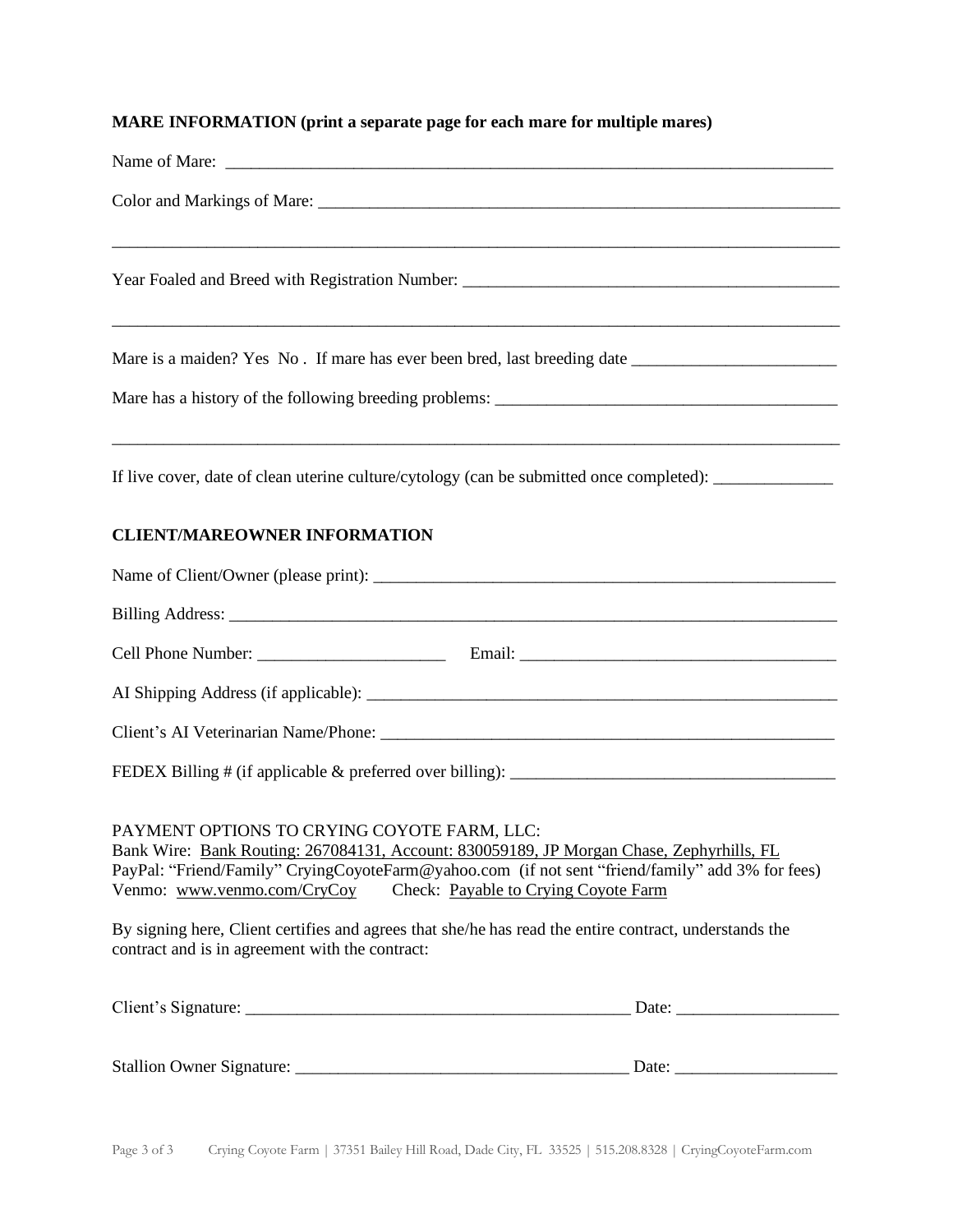**MARE INFORMATION (print a separate page for each mare for multiple mares)**

Name of Mare: ___________________________________________________________________________

Color and Markings of Mare: ______________________________________________________________

_____________________________________________________________________________________

Year Foaled and Breed with Registration Number: ______________________________________________

_____________________________________________________________________________________

Mare is a maiden? Yes No . If mare has ever been bred, last breeding date ________________________

Mare has a history of the following breeding problems: _________________________________________

_____________________________________________________________________________________

If live cover, date of clean uterine culture/cytology (can be submitted once completed): ______________

**CLIENT/MAREOWNER INFORMATION**

Name of Client/Owner (please print): _________________________________________________________

Billing Address: ____________________________________________________________________________

Cell Phone Number: ______________________ Email: _____________________________________

AI Shipping Address (if applicable): __________________________________________________________

Client's AI Veterinarian Name/Phone: _________________________________________________________

FEDEX Billing # (if applicable & preferred over billing): _________________________________________

PAYMENT OPTIONS TO CRYING COYOTE FARM, LLC:
Bank Wire: Bank Routing: 267084131, Account: 830059189, JP Morgan Chase, Zephyrhills, FL
PayPal: "Friend/Family" CryingCoyoteFarm@yahoo.com (if not sent "friend/family" add 3% for fees)
Venmo: www.venmo.com/CryCoy Check: Payable to Crying Coyote Farm

By signing here, Client certifies and agrees that she/he has read the entire contract, understands the contract and is in agreement with the contract:

Client's Signature: _______________________________________________ Date: ___________________

Stallion Owner Signature: _________________________________________ Date: ___________________